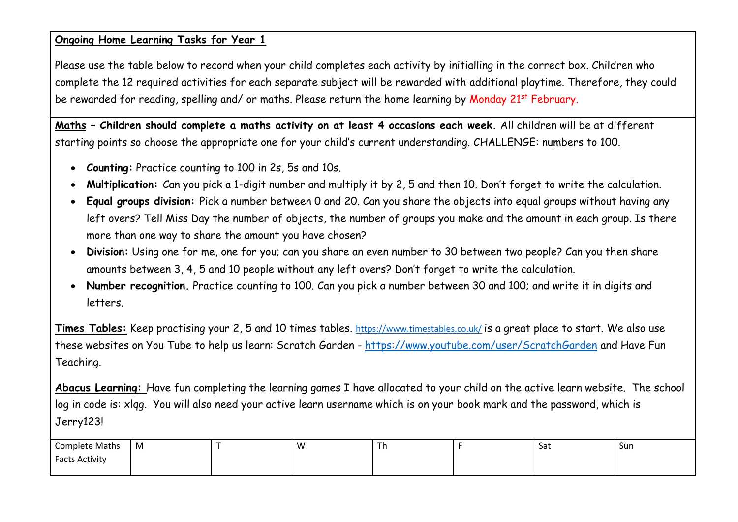**Ongoing Home Learning Tasks for Year 1**

Please use the table below to record when your child completes each activity by initialling in the correct box. Children who complete the 12 required activities for each separate subject will be rewarded with additional playtime. Therefore, they could be rewarded for reading, spelling and/ or maths. Please return the home learning by Monday 21st February.

**Maths – Children should complete a maths activity on at least 4 occasions each week.** All children will be at different starting points so choose the appropriate one for your child's current understanding. CHALLENGE: numbers to 100.

- **Counting:** Practice counting to 100 in 2s, 5s and 10s.
- **Multiplication:** Can you pick a 1-digit number and multiply it by 2, 5 and then 10. Don't forget to write the calculation.
- **Equal groups division:** Pick a number between 0 and 20. Can you share the objects into equal groups without having any left overs? Tell Miss Day the number of objects, the number of groups you make and the amount in each group. Is there more than one way to share the amount you have chosen?
- **Division:** Using one for me, one for you; can you share an even number to 30 between two people? Can you then share amounts between 3, 4, 5 and 10 people without any left overs? Don't forget to write the calculation.
- **Number recognition.** Practice counting to 100. Can you pick a number between 30 and 100; and write it in digits and letters.

**Times Tables:** Keep practising your 2, 5 and 10 times tables. https://www.timestables.co.uk/ is a great place to start. We also use these websites on You Tube to help us learn: Scratch Garden - https://www.youtube.com/user/ScratchGarden and Have Fun Teaching.

**Abacus Learning:** Have fun completing the learning games I have allocated to your child on the active learn website. The school log in code is: xlqg. You will also need your active learn username which is on your book mark and the password, which is Jerry123!

| Complete Maths Facts Activity | M | T | W | Th | F | Sat | Sun |
|---|---|---|---|---|---|---|---|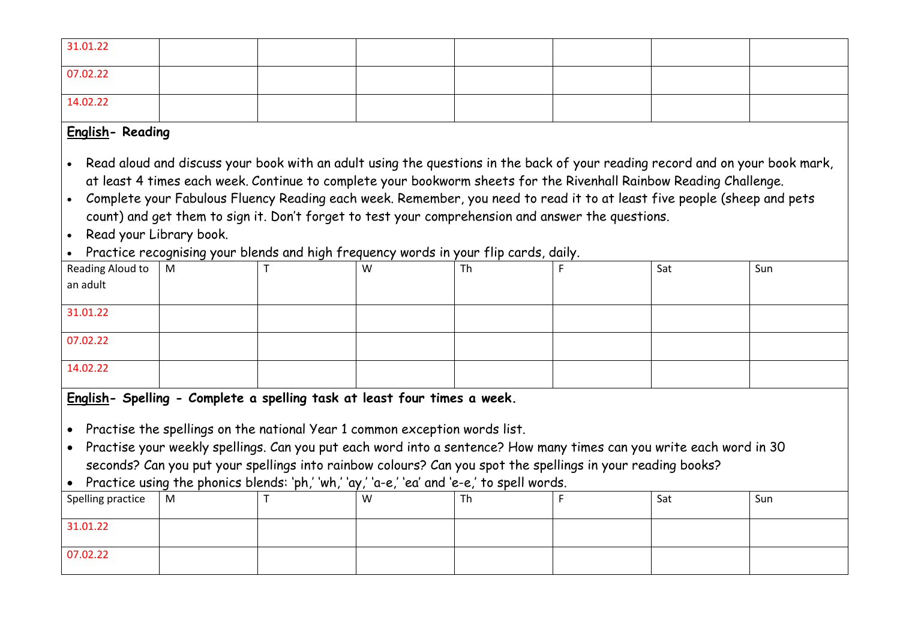| | | | | | | | |
|---|---|---|---|---|---|---|---|
| 31.01.22 | | | | | | | |
| 07.02.22 | | | | | | | |
| 14.02.22 | | | | | | | |

**English- Reading**

- Read aloud and discuss your book with an adult using the questions in the back of your reading record and on your book mark, at least 4 times each week. Continue to complete your bookworm sheets for the Rivenhall Rainbow Reading Challenge.
- Complete your Fabulous Fluency Reading each week. Remember, you need to read it to at least five people (sheep and pets count) and get them to sign it. Don't forget to test your comprehension and answer the questions.
- Read your Library book.
- Practice recognising your blends and high frequency words in your flip cards, daily.

| Reading Aloud to an adult | M | T | W | Th | F | Sat | Sun |
|---|---|---|---|---|---|---|---|
| 31.01.22 | | | | | | | |
| 07.02.22 | | | | | | | |
| 14.02.22 | | | | | | | |

**English- Spelling - Complete a spelling task at least four times a week.**

- Practise the spellings on the national Year 1 common exception words list.
- Practise your weekly spellings. Can you put each word into a sentence? How many times can you write each word in 30 seconds? Can you put your spellings into rainbow colours? Can you spot the spellings in your reading books?
- Practice using the phonics blends: 'ph,' 'wh,' 'ay,' 'a-e,' 'ea' and 'e-e,' to spell words.

| Spelling practice | M | T | W | Th | F | Sat | Sun |
|---|---|---|---|---|---|---|---|
| 31.01.22 | | | | | | | |
| 07.02.22 | | | | | | | |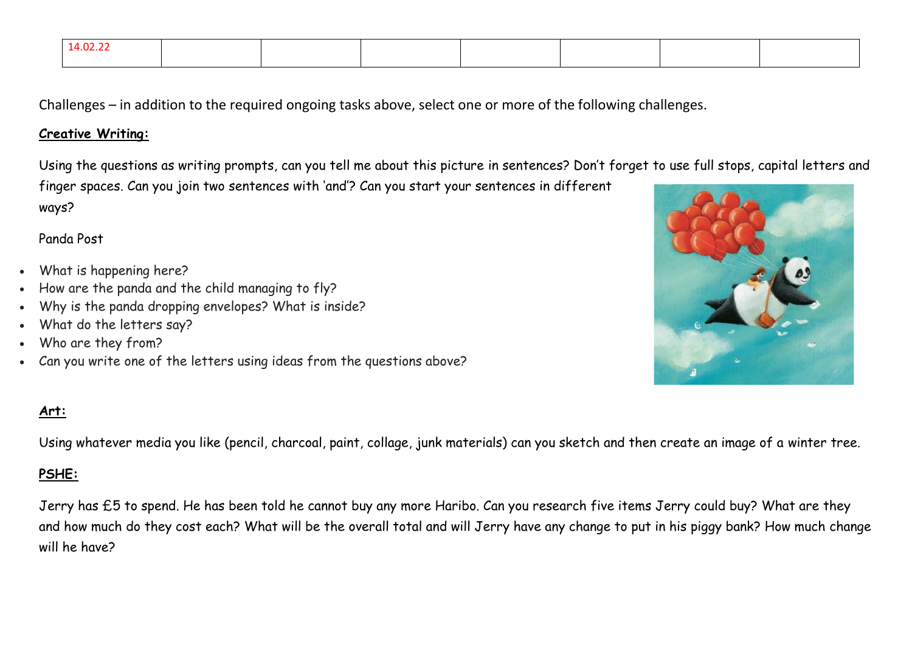| | | | | | | | |
|---|---|---|---|---|---|---|---|
| 14.02.22 | | | | | | | |

Challenges – in addition to the required ongoing tasks above, select one or more of the following challenges.

**Creative Writing:**

Using the questions as writing prompts, can you tell me about this picture in sentences? Don't forget to use full stops, capital letters and finger spaces. Can you join two sentences with 'and'? Can you start your sentences in different ways?

Panda Post

- What is happening here?
- How are the panda and the child managing to fly?
- Why is the panda dropping envelopes? What is inside?
- What do the letters say?
- Who are they from?
- Can you write one of the letters using ideas from the questions above?

**Art:**

Using whatever media you like (pencil, charcoal, paint, collage, junk materials) can you sketch and then create an image of a winter tree.

**PSHE:**

Jerry has £5 to spend. He has been told he cannot buy any more Haribo. Can you research five items Jerry could buy? What are they and how much do they cost each? What will be the overall total and will Jerry have any change to put in his piggy bank? How much change will he have?